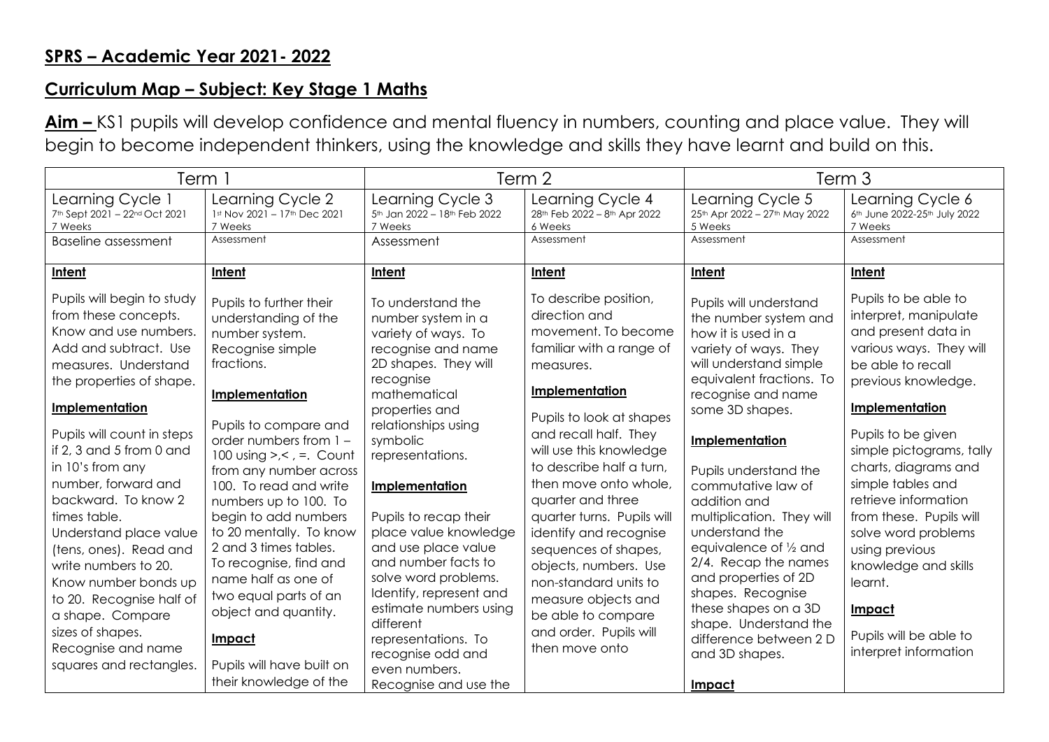## SPRS – Academic Year 2021- 2022

## Curriculum Map – Subject: Key Stage 1 Maths

**Aim –** KS1 pupils will develop confidence and mental fluency in numbers, counting and place value. They will begin to become independent thinkers, using the knowledge and skills they have learnt and build on this.

| Term 1 | | Term 2 | | Term 3 | |
|---|---|---|---|---|---|
| Learning Cycle 1<br>7th Sept 2021 – 22nd Oct 2021<br>7 Weeks | Learning Cycle 2<br>1st Nov 2021 – 17th Dec 2021<br>7 Weeks | Learning Cycle 3<br>5th Jan 2022 – 18th Feb 2022<br>7 Weeks | Learning Cycle 4<br>28th Feb 2022 – 8th Apr 2022<br>6 Weeks | Learning Cycle 5<br>25th Apr 2022 – 27th May 2022<br>5 Weeks | Learning Cycle 6<br>6th June 2022-25th July 2022<br>7 Weeks |
| Baseline assessment | Assessment | Assessment | Assessment | Assessment | Assessment |
| **Intent**<br><br>Pupils will begin to study from these concepts. Know and use numbers. Add and subtract. Use measures. Understand the properties of shape.<br><br>**Implementation**<br><br>Pupils will count in steps if 2, 3 and 5 from 0 and in 10's from any number, forward and backward. To know 2 times table. Understand place value (tens, ones). Read and write numbers to 20. Know number bonds up to 20. Recognise half of a shape. Compare sizes of shapes. Recognise and name squares and rectangles. | **Intent**<br><br>Pupils to further their understanding of the number system. Recognise simple fractions.<br><br>**Implementation**<br><br>Pupils to compare and order numbers from 1 – 100 using >,< , =. Count from any number across 100. To read and write numbers up to 100. To begin to add numbers to 20 mentally. To know 2 and 3 times tables. To recognise, find and name half as one of two equal parts of an object and quantity.<br><br>**Impact**<br><br>Pupils will have built on their knowledge of the | **Intent**<br><br>To understand the number system in a variety of ways. To recognise and name 2D shapes. They will recognise mathematical properties and relationships using symbolic representations.<br><br>**Implementation**<br><br>Pupils to recap their place value knowledge and use place value and number facts to solve word problems. Identify, represent and estimate numbers using different representations. To recognise odd and even numbers. Recognise and use the | **Intent**<br><br>To describe position, direction and movement. To become familiar with a range of measures.<br><br>**Implementation**<br><br>Pupils to look at shapes and recall half. They will use this knowledge to describe half a turn, then move onto whole, quarter and three quarter turns. Pupils will identify and recognise sequences of shapes, objects, numbers. Use non-standard units to measure objects and be able to compare and order. Pupils will then move onto | **Intent**<br><br>Pupils will understand the number system and how it is used in a variety of ways. They will understand simple equivalent fractions. To recognise and name some 3D shapes.<br><br>**Implementation**<br><br>Pupils understand the commutative law of addition and multiplication. They will understand the equivalence of ½ and 2/4. Recap the names and properties of 2D shapes. Recognise these shapes on a 3D shape. Understand the difference between 2 D and 3D shapes.<br><br>**Impact** | **Intent**<br><br>Pupils to be able to interpret, manipulate and present data in various ways. They will be able to recall previous knowledge.<br><br>**Implementation**<br><br>Pupils to be given simple pictograms, tally charts, diagrams and simple tables and retrieve information from these. Pupils will solve word problems using previous knowledge and skills learnt.<br><br>**Impact**<br><br>Pupils will be able to interpret information |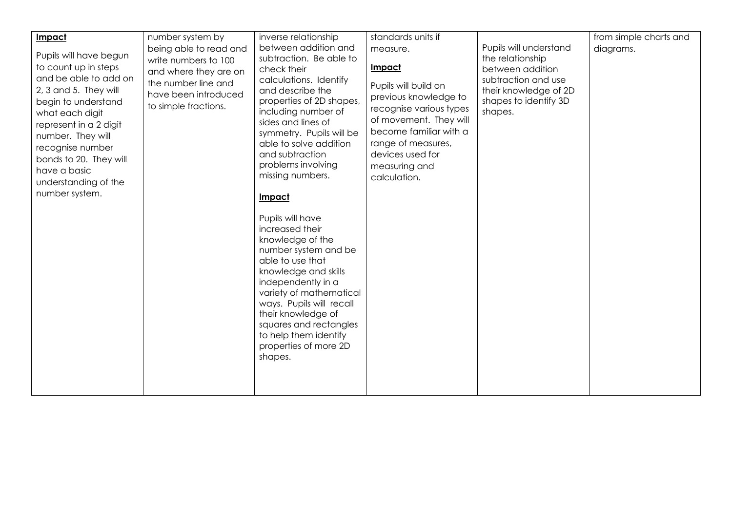| | | | | | |
|---|---|---|---|---|---|
| **Impact**<br><br>Pupils will have begun to count up in steps and be able to add on 2, 3 and 5. They will begin to understand what each digit represent in a 2 digit number. They will recognise number bonds to 20. They will have a basic understanding of the number system. | number system by being able to read and write numbers to 100 and where they are on the number line and have been introduced to simple fractions. | inverse relationship between addition and subtraction. Be able to check their calculations. Identify and describe the properties of 2D shapes, including number of sides and lines of symmetry. Pupils will be able to solve addition and subtraction problems involving missing numbers.<br><br>**Impact**<br><br>Pupils will have increased their knowledge of the number system and be able to use that knowledge and skills independently in a variety of mathematical ways. Pupils will recall their knowledge of squares and rectangles to help them identify properties of more 2D shapes. | standards units if measure.<br><br>**Impact**<br><br>Pupils will build on previous knowledge to recognise various types of movement. They will become familiar with a range of measures, devices used for measuring and calculation. | Pupils will understand the relationship between addition subtraction and use their knowledge of 2D shapes to identify 3D shapes. | from simple charts and diagrams. |